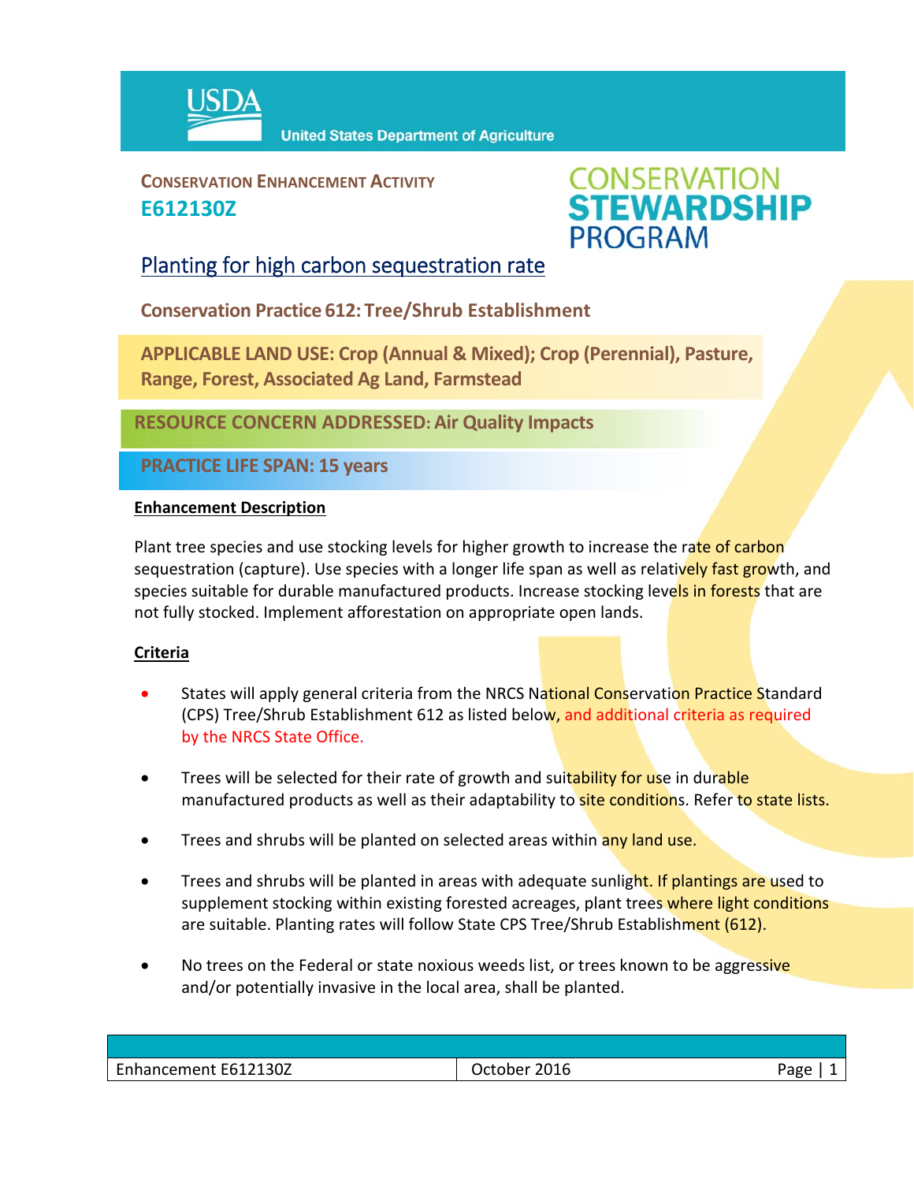USDA United States Department of Agriculture

**CONSERVATION ENHANCEMENT ACTIVITY**
**E612130Z**

**CONSERVATION STEWARDSHIP PROGRAM**

# Planting for high carbon sequestration rate

**Conservation Practice 612: Tree/Shrub Establishment**

**APPLICABLE LAND USE: Crop (Annual & Mixed); Crop (Perennial), Pasture, Range, Forest, Associated Ag Land, Farmstead**

**RESOURCE CONCERN ADDRESSED: Air Quality Impacts**

**PRACTICE LIFE SPAN: 15 years**

## Enhancement Description

Plant tree species and use stocking levels for higher growth to increase the rate of carbon sequestration (capture). Use species with a longer life span as well as relatively fast growth, and species suitable for durable manufactured products. Increase stocking levels in forests that are not fully stocked. Implement afforestation on appropriate open lands.

## Criteria

- States will apply general criteria from the NRCS National Conservation Practice Standard (CPS) Tree/Shrub Establishment 612 as listed below, and additional criteria as required by the NRCS State Office.
- Trees will be selected for their rate of growth and suitability for use in durable manufactured products as well as their adaptability to site conditions. Refer to state lists.
- Trees and shrubs will be planted on selected areas within any land use.
- Trees and shrubs will be planted in areas with adequate sunlight. If plantings are used to supplement stocking within existing forested acreages, plant trees where light conditions are suitable. Planting rates will follow State CPS Tree/Shrub Establishment (612).
- No trees on the Federal or state noxious weeds list, or trees known to be aggressive and/or potentially invasive in the local area, shall be planted.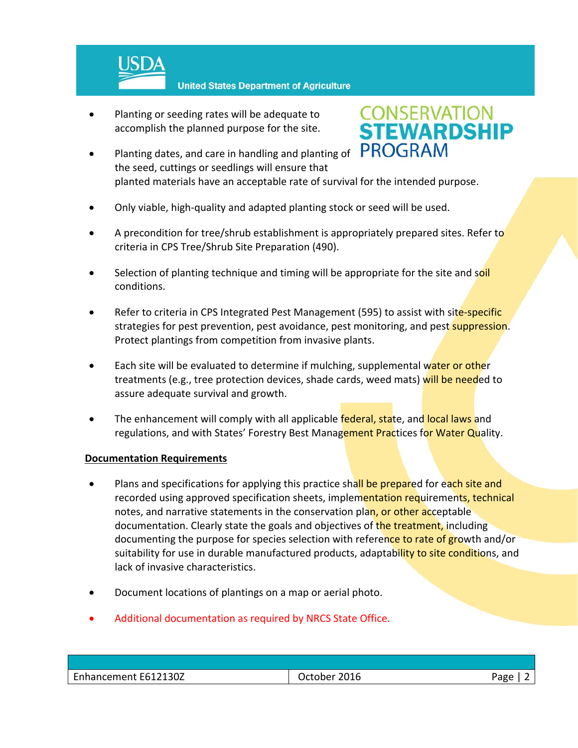- Planting or seeding rates will be adequate to accomplish the planned purpose for the site.
- Planting dates, and care in handling and planting of the seed, cuttings or seedlings will ensure that planted materials have an acceptable rate of survival for the intended purpose.
- Only viable, high-quality and adapted planting stock or seed will be used.
- A precondition for tree/shrub establishment is appropriately prepared sites. Refer to criteria in CPS Tree/Shrub Site Preparation (490).
- Selection of planting technique and timing will be appropriate for the site and soil conditions.
- Refer to criteria in CPS Integrated Pest Management (595) to assist with site-specific strategies for pest prevention, pest avoidance, pest monitoring, and pest suppression. Protect plantings from competition from invasive plants.
- Each site will be evaluated to determine if mulching, supplemental water or other treatments (e.g., tree protection devices, shade cards, weed mats) will be needed to assure adequate survival and growth.
- The enhancement will comply with all applicable federal, state, and local laws and regulations, and with States' Forestry Best Management Practices for Water Quality.

**Documentation Requirements**

- Plans and specifications for applying this practice shall be prepared for each site and recorded using approved specification sheets, implementation requirements, technical notes, and narrative statements in the conservation plan, or other acceptable documentation. Clearly state the goals and objectives of the treatment, including documenting the purpose for species selection with reference to rate of growth and/or suitability for use in durable manufactured products, adaptability to site conditions, and lack of invasive characteristics.
- Document locations of plantings on a map or aerial photo.
- Additional documentation as required by NRCS State Office.